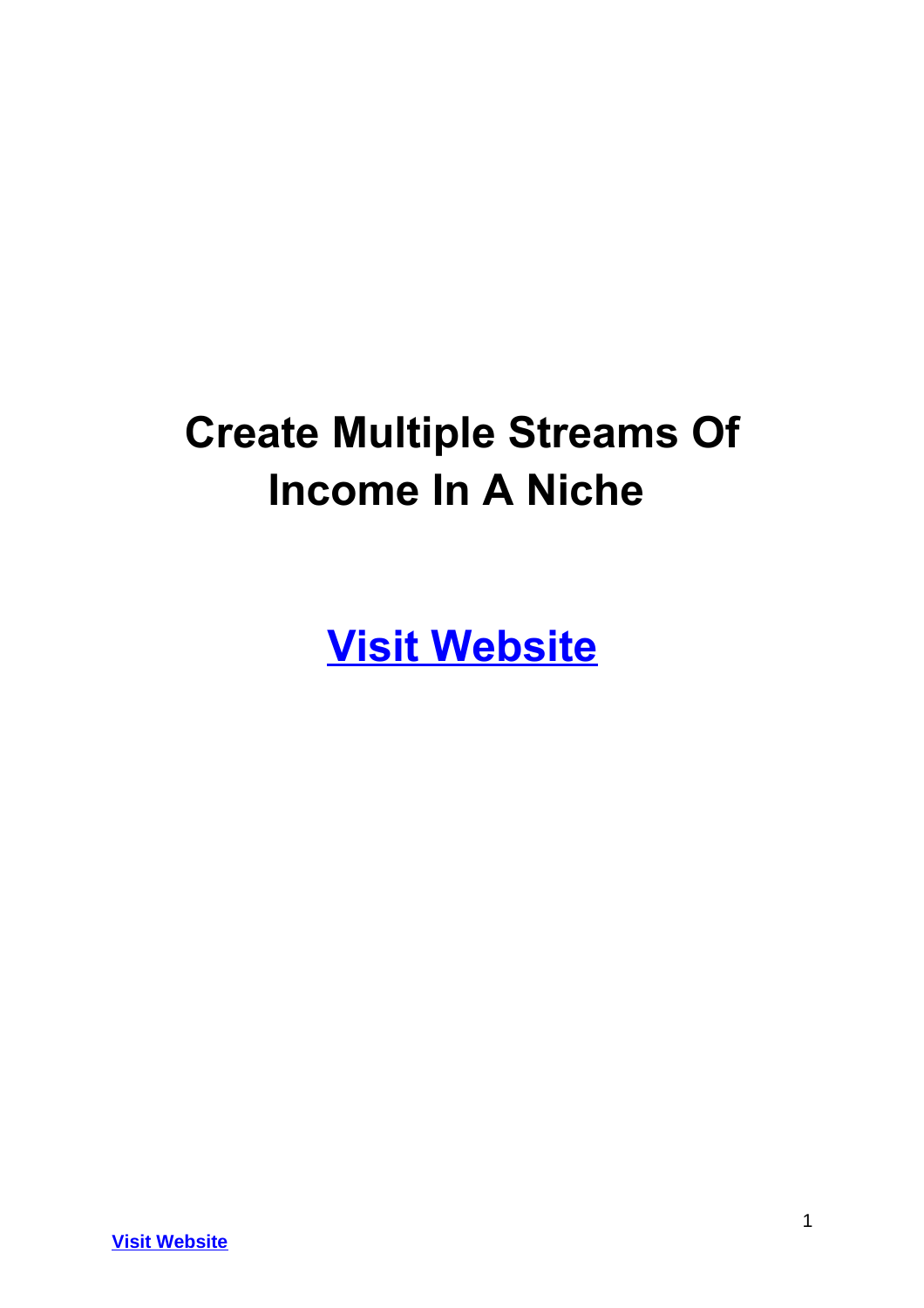# Create Multiple Streams Of Income In A Niche

**[Visit Website]**

**[Visit Website]**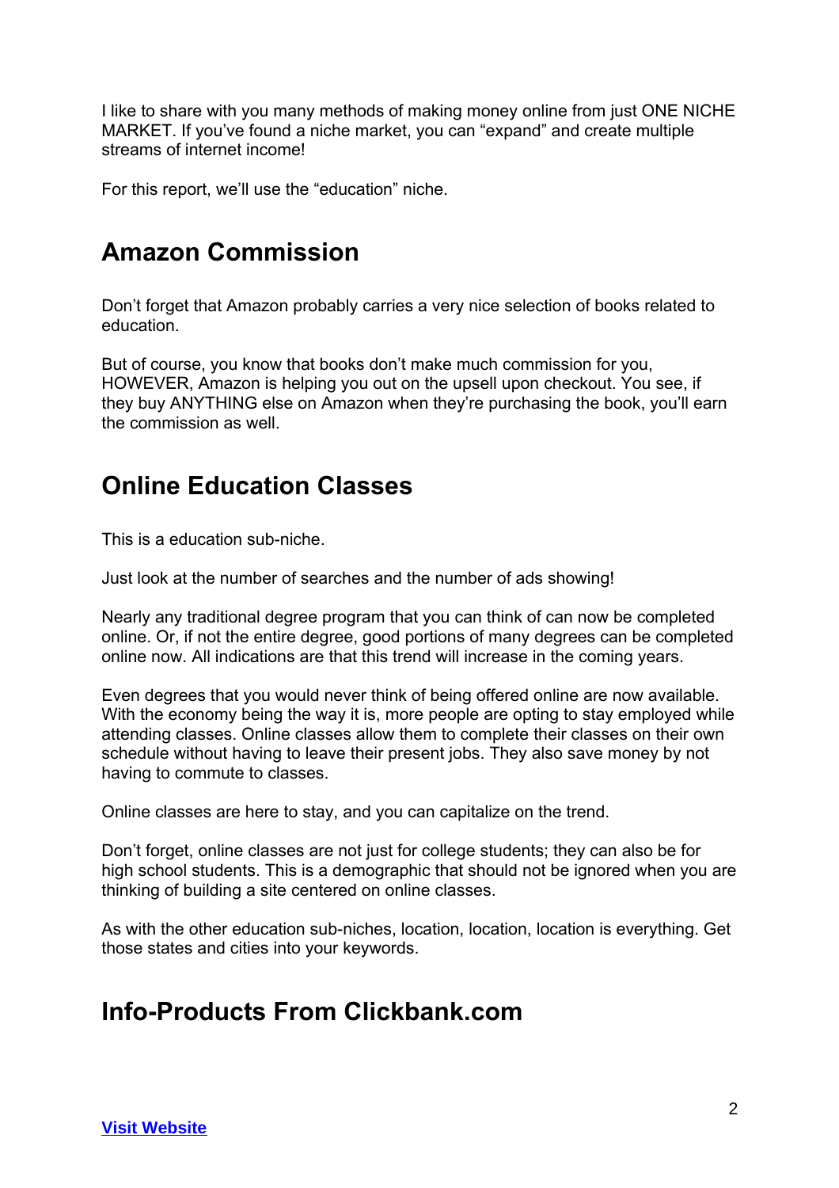I like to share with you many methods of making money online from just ONE NICHE MARKET. If you've found a niche market, you can "expand" and create multiple streams of internet income!

For this report, we'll use the "education" niche.

## Amazon Commission

Don't forget that Amazon probably carries a very nice selection of books related to education.

But of course, you know that books don't make much commission for you, HOWEVER, Amazon is helping you out on the upsell upon checkout. You see, if they buy ANYTHING else on Amazon when they're purchasing the book, you'll earn the commission as well.

## Online Education Classes

This is a education sub-niche.

Just look at the number of searches and the number of ads showing!

Nearly any traditional degree program that you can think of can now be completed online. Or, if not the entire degree, good portions of many degrees can be completed online now. All indications are that this trend will increase in the coming years.

Even degrees that you would never think of being offered online are now available. With the economy being the way it is, more people are opting to stay employed while attending classes. Online classes allow them to complete their classes on their own schedule without having to leave their present jobs. They also save money by not having to commute to classes.

Online classes are here to stay, and you can capitalize on the trend.

Don't forget, online classes are not just for college students; they can also be for high school students. This is a demographic that should not be ignored when you are thinking of building a site centered on online classes.

As with the other education sub-niches, location, location, location is everything. Get those states and cities into your keywords.

## Info-Products From Clickbank.com

**Visit Website**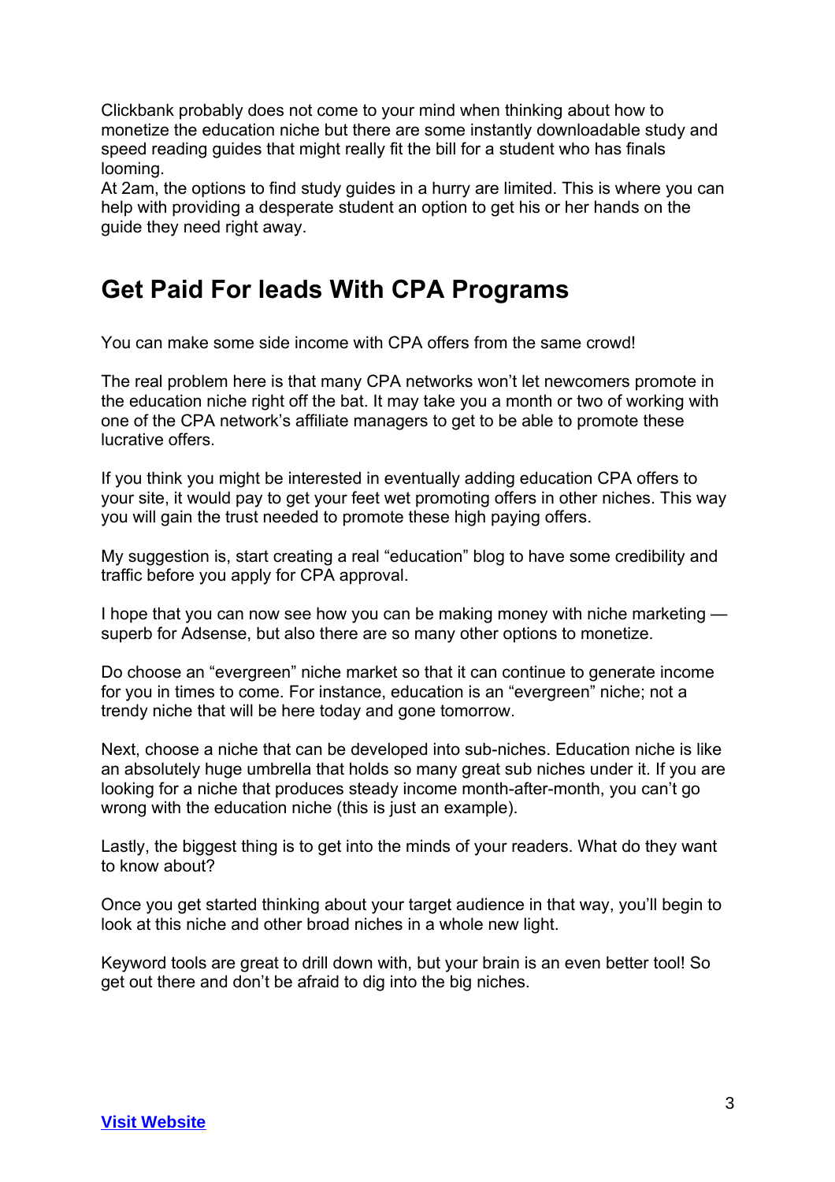Clickbank probably does not come to your mind when thinking about how to monetize the education niche but there are some instantly downloadable study and speed reading guides that might really fit the bill for a student who has finals looming.
At 2am, the options to find study guides in a hurry are limited. This is where you can help with providing a desperate student an option to get his or her hands on the guide they need right away.

## Get Paid For leads With CPA Programs

You can make some side income with CPA offers from the same crowd!

The real problem here is that many CPA networks won't let newcomers promote in the education niche right off the bat. It may take you a month or two of working with one of the CPA network's affiliate managers to get to be able to promote these lucrative offers.

If you think you might be interested in eventually adding education CPA offers to your site, it would pay to get your feet wet promoting offers in other niches. This way you will gain the trust needed to promote these high paying offers.

My suggestion is, start creating a real "education" blog to have some credibility and traffic before you apply for CPA approval.

I hope that you can now see how you can be making money with niche marketing — superb for Adsense, but also there are so many other options to monetize.

Do choose an "evergreen" niche market so that it can continue to generate income for you in times to come. For instance, education is an "evergreen" niche; not a trendy niche that will be here today and gone tomorrow.

Next, choose a niche that can be developed into sub-niches. Education niche is like an absolutely huge umbrella that holds so many great sub niches under it. If you are looking for a niche that produces steady income month-after-month, you can't go wrong with the education niche (this is just an example).

Lastly, the biggest thing is to get into the minds of your readers. What do they want to know about?

Once you get started thinking about your target audience in that way, you'll begin to look at this niche and other broad niches in a whole new light.

Keyword tools are great to drill down with, but your brain is an even better tool! So get out there and don't be afraid to dig into the big niches.

**Visit Website**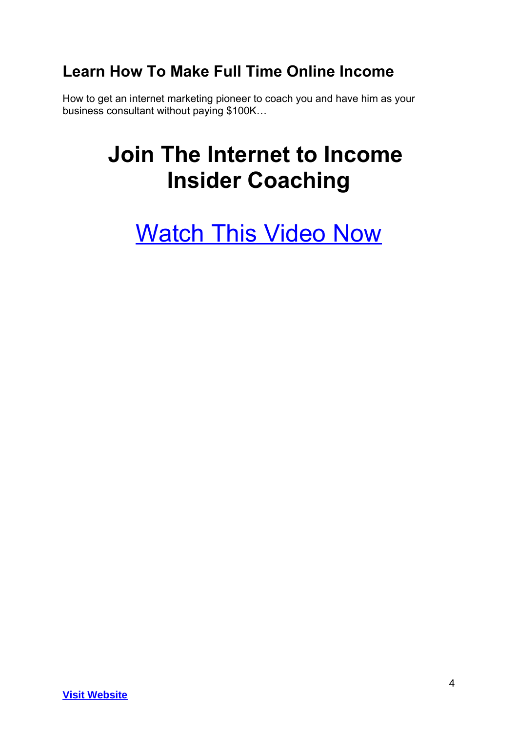## Learn How To Make Full Time Online Income

How to get an internet marketing pioneer to coach you and have him as your business consultant without paying $100K…

# Join The Internet to Income Insider Coaching

Watch This Video Now

**Visit Website**